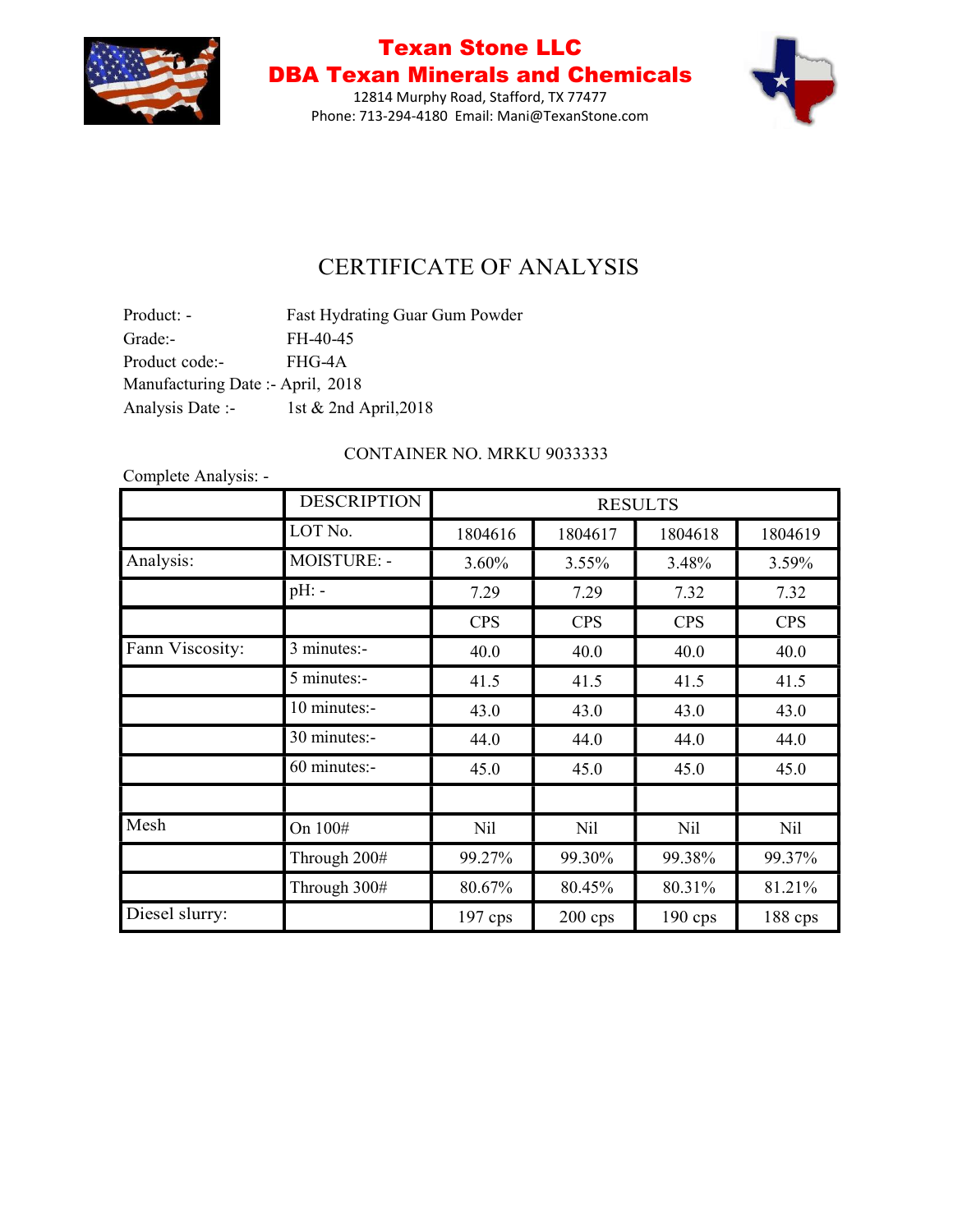# Texan Stone LLC
# DBA Texan Minerals and Chemicals

12814 Murphy Road, Stafford, TX 77477
Phone: 713-294-4180 Email: Mani@TexanStone.com

## CERTIFICATE OF ANALYSIS

Product: - Fast Hydrating Guar Gum Powder
Grade:- FH-40-45
Product code:- FHG-4A
Manufacturing Date :- April, 2018
Analysis Date :- 1st & 2nd April,2018

CONTAINER NO. MRKU 9033333

Complete Analysis: -

| | DESCRIPTION | RESULTS | | | |
|---|---|---|---|---|---|
| | LOT No. | 1804616 | 1804617 | 1804618 | 1804619 |
| Analysis: | MOISTURE: - | 3.60% | 3.55% | 3.48% | 3.59% |
| | pH: - | 7.29 | 7.29 | 7.32 | 7.32 |
| | | CPS | CPS | CPS | CPS |
| Fann Viscosity: | 3 minutes:- | 40.0 | 40.0 | 40.0 | 40.0 |
| | 5 minutes:- | 41.5 | 41.5 | 41.5 | 41.5 |
| | 10 minutes:- | 43.0 | 43.0 | 43.0 | 43.0 |
| | 30 minutes:- | 44.0 | 44.0 | 44.0 | 44.0 |
| | 60 minutes:- | 45.0 | 45.0 | 45.0 | 45.0 |
| | | | | | |
| Mesh | On 100# | Nil | Nil | Nil | Nil |
| | Through 200# | 99.27% | 99.30% | 99.38% | 99.37% |
| | Through 300# | 80.67% | 80.45% | 80.31% | 81.21% |
| Diesel slurry: | | 197 cps | 200 cps | 190 cps | 188 cps |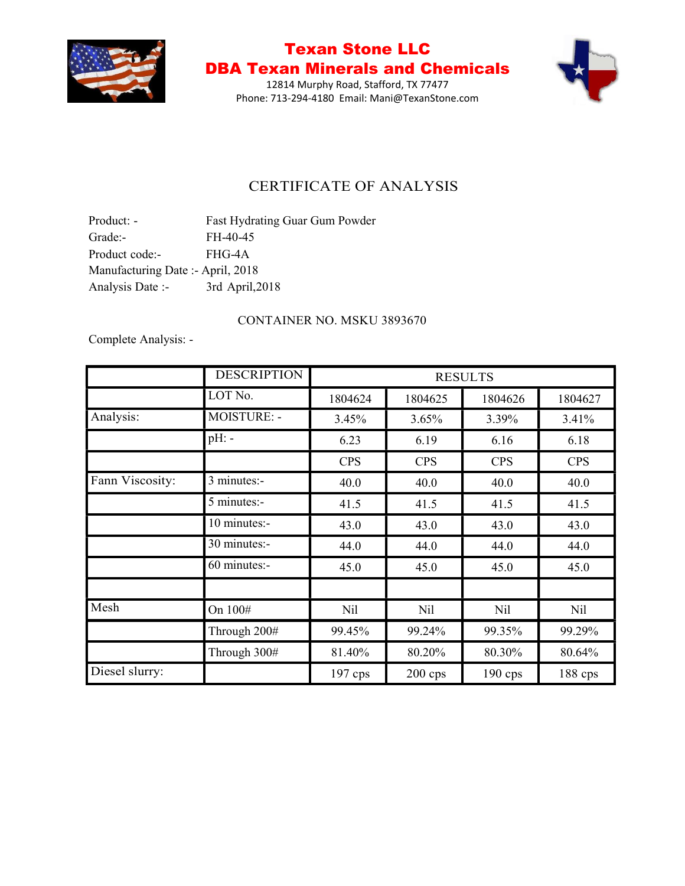# Texan Stone LLC
# DBA Texan Minerals and Chemicals

12814 Murphy Road, Stafford, TX 77477
Phone: 713-294-4180 Email: Mani@TexanStone.com

## CERTIFICATE OF ANALYSIS

Product: - Fast Hydrating Guar Gum Powder
Grade:- FH-40-45
Product code:- FHG-4A
Manufacturing Date :- April, 2018
Analysis Date :- 3rd April,2018

CONTAINER NO. MSKU 3893670

Complete Analysis: -

| | DESCRIPTION | RESULTS | | | |
|---|---|---|---|---|---|
| | LOT No. | 1804624 | 1804625 | 1804626 | 1804627 |
| Analysis: | MOISTURE: - | 3.45% | 3.65% | 3.39% | 3.41% |
| | pH: - | 6.23 | 6.19 | 6.16 | 6.18 |
| | | CPS | CPS | CPS | CPS |
| Fann Viscosity: | 3 minutes:- | 40.0 | 40.0 | 40.0 | 40.0 |
| | 5 minutes:- | 41.5 | 41.5 | 41.5 | 41.5 |
| | 10 minutes:- | 43.0 | 43.0 | 43.0 | 43.0 |
| | 30 minutes:- | 44.0 | 44.0 | 44.0 | 44.0 |
| | 60 minutes:- | 45.0 | 45.0 | 45.0 | 45.0 |
| | | | | | |
| Mesh | On 100# | Nil | Nil | Nil | Nil |
| | Through 200# | 99.45% | 99.24% | 99.35% | 99.29% |
| | Through 300# | 81.40% | 80.20% | 80.30% | 80.64% |
| Diesel slurry: | | 197 cps | 200 cps | 190 cps | 188 cps |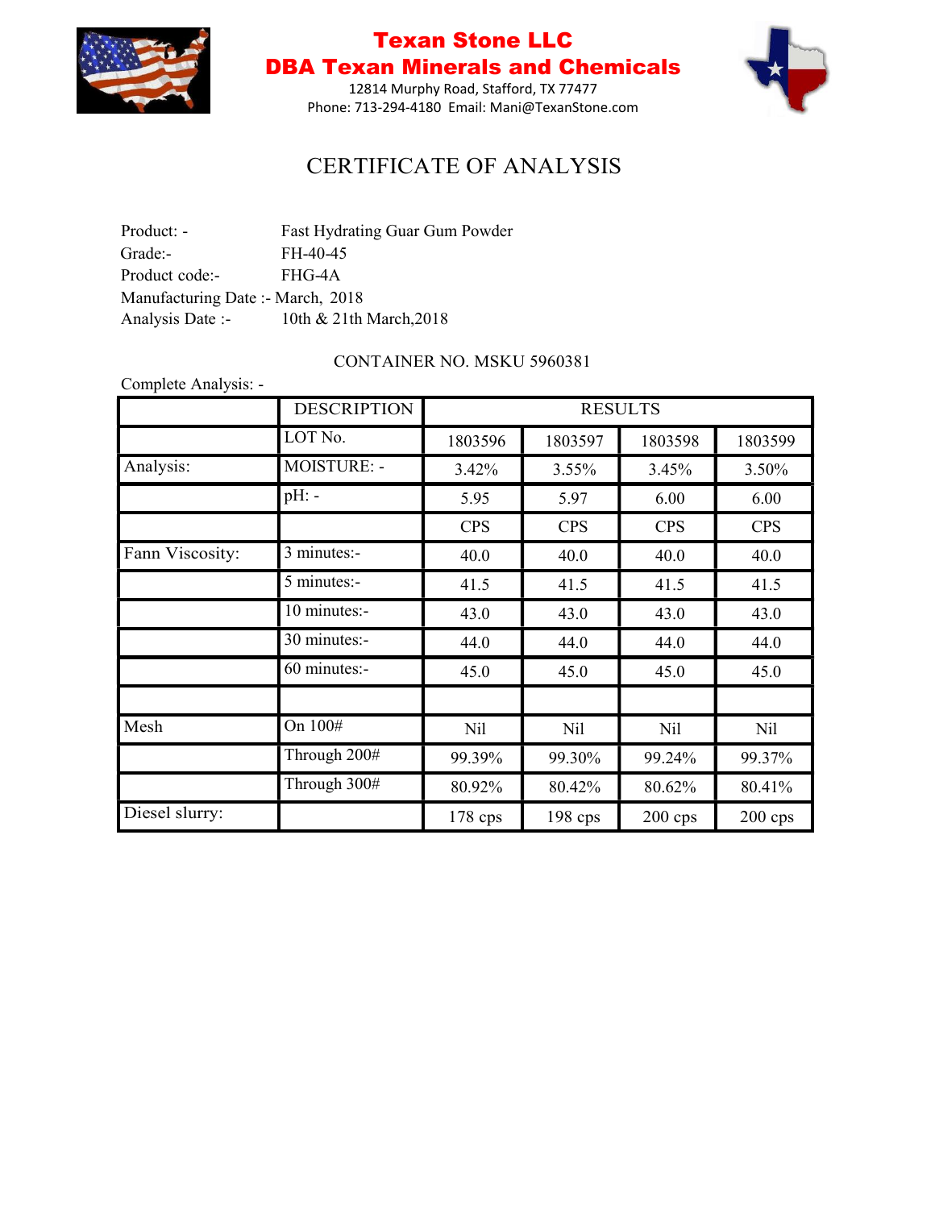# Texan Stone LLC
# DBA Texan Minerals and Chemicals

12814 Murphy Road, Stafford, TX 77477
Phone: 713-294-4180 Email: Mani@TexanStone.com

## CERTIFICATE OF ANALYSIS

Product: - Fast Hydrating Guar Gum Powder
Grade:- FH-40-45
Product code:- FHG-4A
Manufacturing Date :- March, 2018
Analysis Date :- 10th & 21th March,2018

CONTAINER NO. MSKU 5960381

Complete Analysis: -

| | DESCRIPTION | RESULTS | | | |
|---|---|---|---|---|---|
| | LOT No. | 1803596 | 1803597 | 1803598 | 1803599 |
| Analysis: | MOISTURE: - | 3.42% | 3.55% | 3.45% | 3.50% |
| | pH: - | 5.95 | 5.97 | 6.00 | 6.00 |
| | | CPS | CPS | CPS | CPS |
| Fann Viscosity: | 3 minutes:- | 40.0 | 40.0 | 40.0 | 40.0 |
| | 5 minutes:- | 41.5 | 41.5 | 41.5 | 41.5 |
| | 10 minutes:- | 43.0 | 43.0 | 43.0 | 43.0 |
| | 30 minutes:- | 44.0 | 44.0 | 44.0 | 44.0 |
| | 60 minutes:- | 45.0 | 45.0 | 45.0 | 45.0 |
| | | | | | |
| Mesh | On 100# | Nil | Nil | Nil | Nil |
| | Through 200# | 99.39% | 99.30% | 99.24% | 99.37% |
| | Through 300# | 80.92% | 80.42% | 80.62% | 80.41% |
| Diesel slurry: | | 178 cps | 198 cps | 200 cps | 200 cps |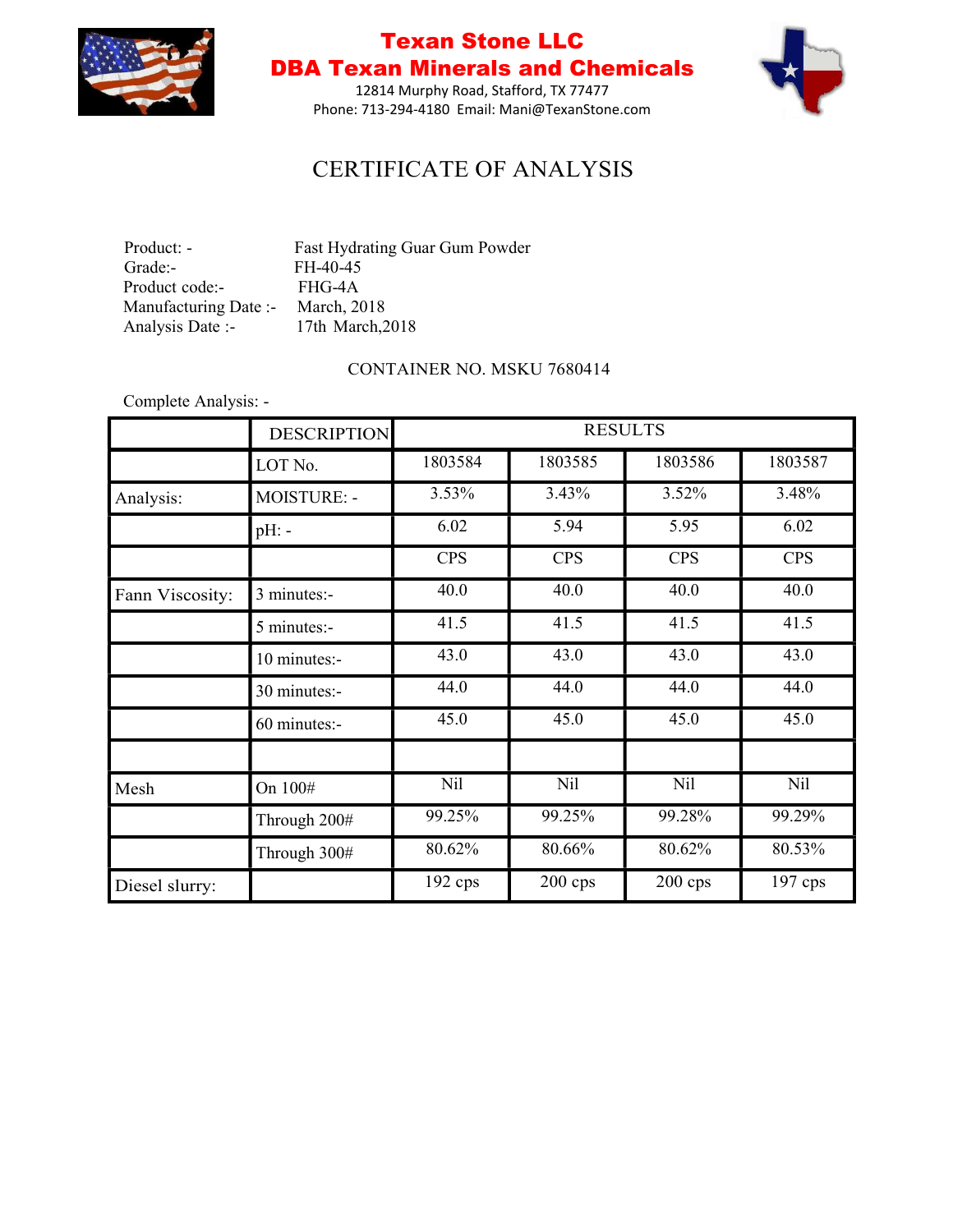# Texan Stone LLC

## DBA Texan Minerals and Chemicals

12814 Murphy Road, Stafford, TX 77477

Phone: 713-294-4180 Email: Mani@TexanStone.com

# CERTIFICATE OF ANALYSIS

Product: - Fast Hydrating Guar Gum Powder
Grade:- FH-40-45
Product code:- FHG-4A
Manufacturing Date :- March, 2018
Analysis Date :- 17th March,2018

CONTAINER NO. MSKU 7680414

Complete Analysis: -

| | DESCRIPTION | RESULTS | | | |
|---|---|---|---|---|---|
| | LOT No. | 1803584 | 1803585 | 1803586 | 1803587 |
| Analysis: | MOISTURE: - | 3.53% | 3.43% | 3.52% | 3.48% |
| | pH: - | 6.02 | 5.94 | 5.95 | 6.02 |
| | | CPS | CPS | CPS | CPS |
| Fann Viscosity: | 3 minutes:- | 40.0 | 40.0 | 40.0 | 40.0 |
| | 5 minutes:- | 41.5 | 41.5 | 41.5 | 41.5 |
| | 10 minutes:- | 43.0 | 43.0 | 43.0 | 43.0 |
| | 30 minutes:- | 44.0 | 44.0 | 44.0 | 44.0 |
| | 60 minutes:- | 45.0 | 45.0 | 45.0 | 45.0 |
| | | | | | |
| Mesh | On 100# | Nil | Nil | Nil | Nil |
| | Through 200# | 99.25% | 99.25% | 99.28% | 99.29% |
| | Through 300# | 80.62% | 80.66% | 80.62% | 80.53% |
| Diesel slurry: | | 192 cps | 200 cps | 200 cps | 197 cps |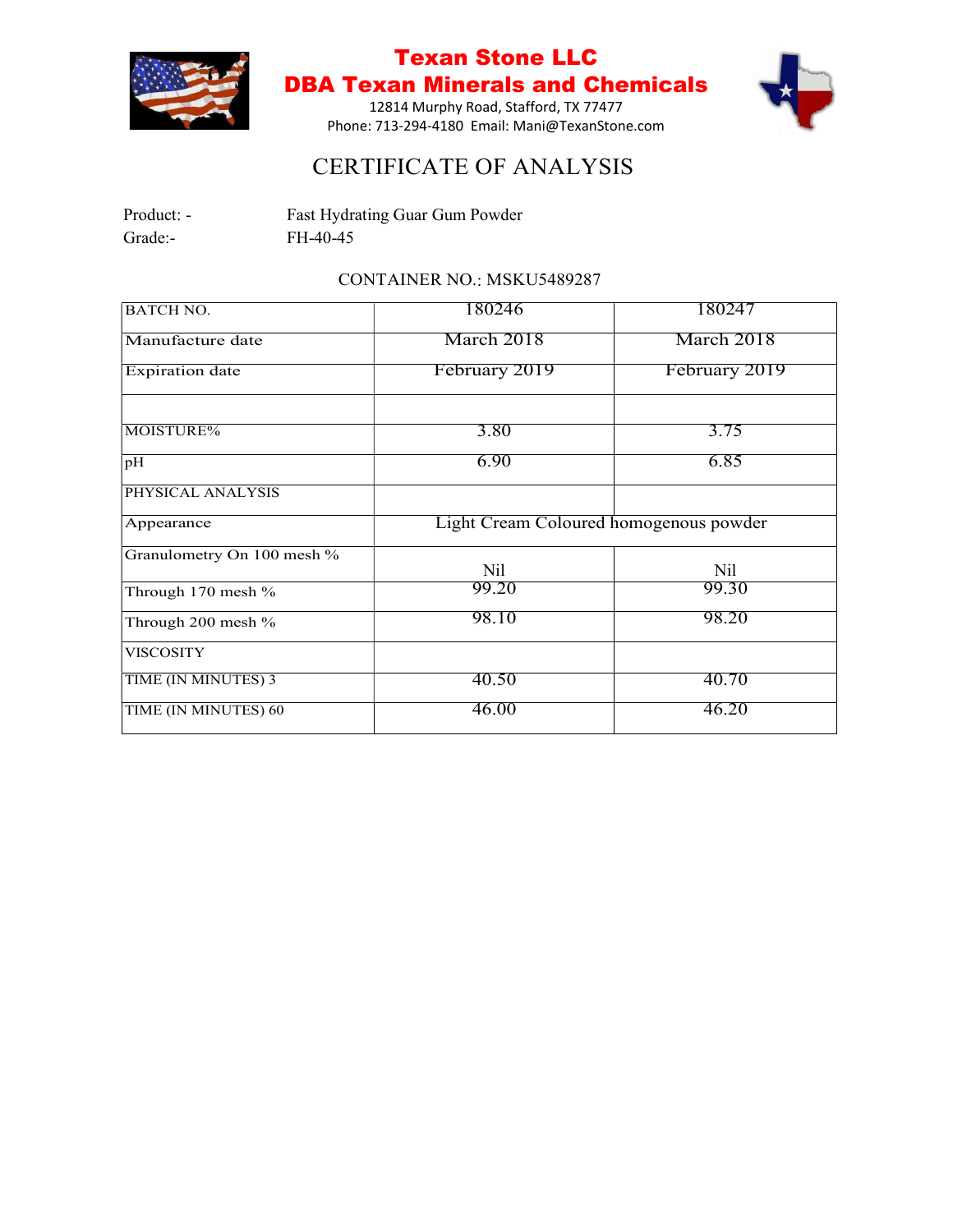# Texan Stone LLC
## DBA Texan Minerals and Chemicals

12814 Murphy Road, Stafford, TX 77477
Phone: 713-294-4180 Email: Mani@TexanStone.com

# CERTIFICATE OF ANALYSIS

Product: - Fast Hydrating Guar Gum Powder
Grade:- FH-40-45

CONTAINER NO.: MSKU5489287

| BATCH NO. | 180246 | 180247 |
|---|---|---|
| Manufacture date | March 2018 | March 2018 |
| Expiration date | February 2019 | February 2019 |
| | | |
| MOISTURE% | 3.80 | 3.75 |
| pH | 6.90 | 6.85 |
| PHYSICAL ANALYSIS | | |
| Appearance | Light Cream Coloured homogenous powder | |
| Granulometry On 100 mesh % | Nil | Nil |
| Through 170 mesh % | 99.20 | 99.30 |
| Through 200 mesh % | 98.10 | 98.20 |
| VISCOSITY | | |
| TIME (IN MINUTES) 3 | 40.50 | 40.70 |
| TIME (IN MINUTES) 60 | 46.00 | 46.20 |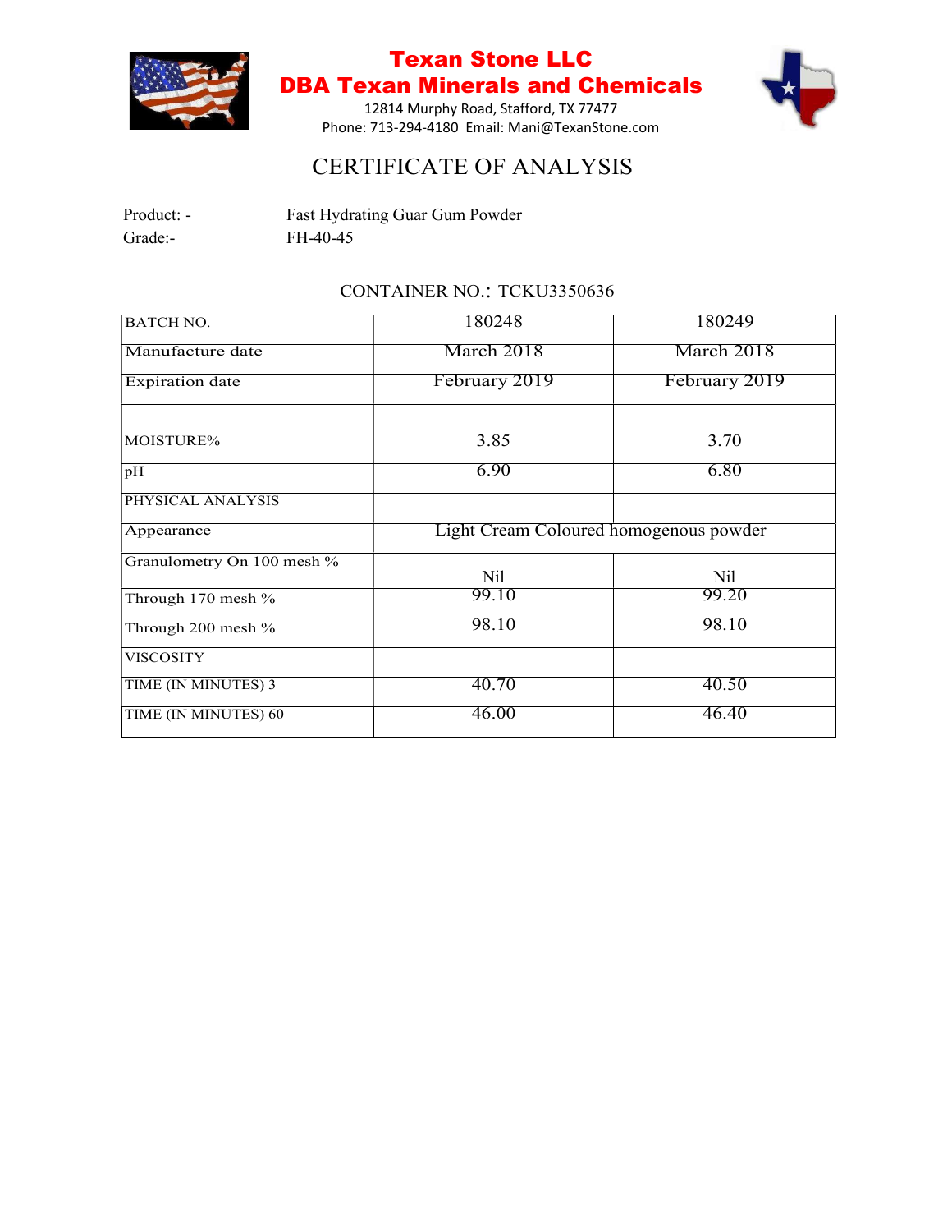# Texan Stone LLC
# DBA Texan Minerals and Chemicals

12814 Murphy Road, Stafford, TX 77477
Phone: 713-294-4180 Email: Mani@TexanStone.com

## CERTIFICATE OF ANALYSIS

Product: - Fast Hydrating Guar Gum Powder
Grade:- FH-40-45

CONTAINER NO.: TCKU3350636

| BATCH NO. | 180248 | 180249 |
|---|---|---|
| Manufacture date | March 2018 | March 2018 |
| Expiration date | February 2019 | February 2019 |
| | | |
| MOISTURE% | 3.85 | 3.70 |
| pH | 6.90 | 6.80 |
| PHYSICAL ANALYSIS | | |
| Appearance | Light Cream Coloured homogenous powder | |
| Granulometry On 100 mesh % | Nil | Nil |
| Through 170 mesh % | 99.10 | 99.20 |
| Through 200 mesh % | 98.10 | 98.10 |
| VISCOSITY | | |
| TIME (IN MINUTES) 3 | 40.70 | 40.50 |
| TIME (IN MINUTES) 60 | 46.00 | 46.40 |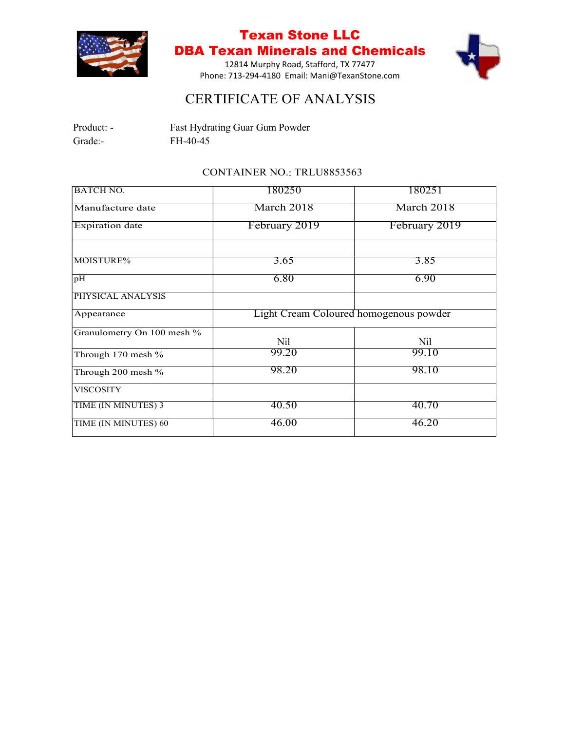# Texan Stone LLC
# DBA Texan Minerals and Chemicals

12814 Murphy Road, Stafford, TX 77477
Phone: 713-294-4180 Email: Mani@TexanStone.com

## CERTIFICATE OF ANALYSIS

Product: - Fast Hydrating Guar Gum Powder
Grade:- FH-40-45

CONTAINER NO.: TRLU8853563

| BATCH NO. | 180250 | 180251 |
|---|---|---|
| Manufacture date | March 2018 | March 2018 |
| Expiration date | February 2019 | February 2019 |
| | | |
| MOISTURE% | 3.65 | 3.85 |
| pH | 6.80 | 6.90 |
| PHYSICAL ANALYSIS | | |
| Appearance | Light Cream Coloured homogenous powder | |
| Granulometry On 100 mesh % | Nil | Nil |
| Through 170 mesh % | 99.20 | 99.10 |
| Through 200 mesh % | 98.20 | 98.10 |
| VISCOSITY | | |
| TIME (IN MINUTES) 3 | 40.50 | 40.70 |
| TIME (IN MINUTES) 60 | 46.00 | 46.20 |